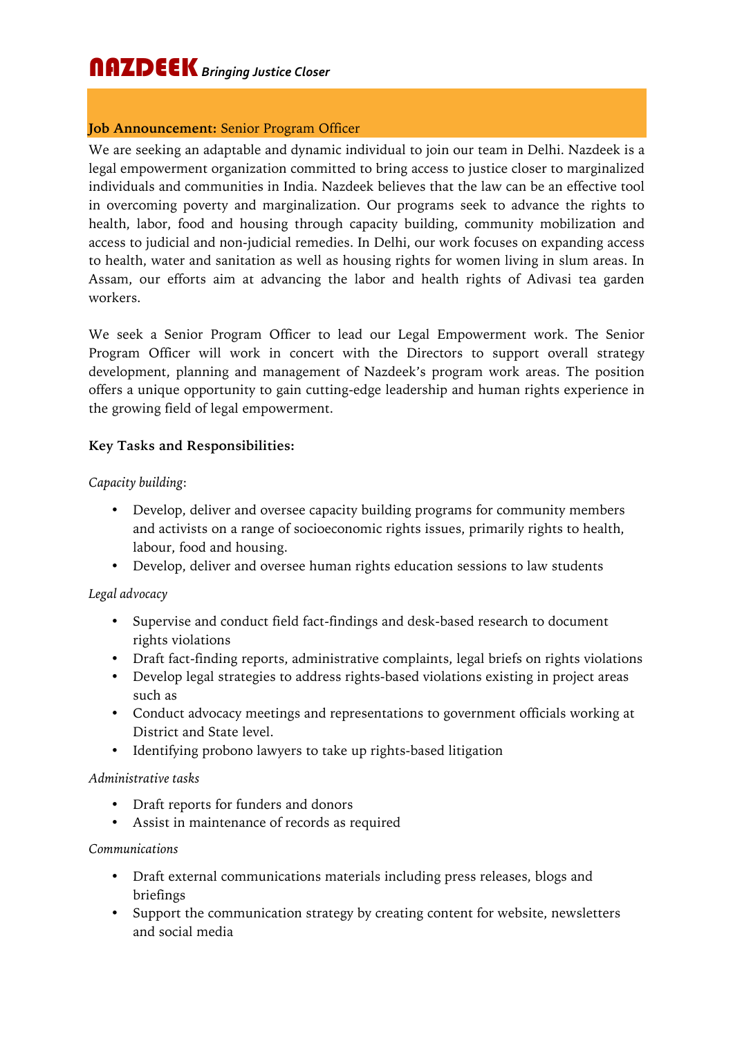# NAZDEEK *Bringing Justice Closer*

**Job Announcement:** Senior Program Officer

We are seeking an adaptable and dynamic individual to join our team in Delhi. Nazdeek is a legal empowerment organization committed to bring access to justice closer to marginalized individuals and communities in India. Nazdeek believes that the law can be an effective tool in overcoming poverty and marginalization. Our programs seek to advance the rights to health, labor, food and housing through capacity building, community mobilization and access to judicial and non-judicial remedies. In Delhi, our work focuses on expanding access to health, water and sanitation as well as housing rights for women living in slum areas. In Assam, our efforts aim at advancing the labor and health rights of Adivasi tea garden workers.

We seek a Senior Program Officer to lead our Legal Empowerment work. The Senior Program Officer will work in concert with the Directors to support overall strategy development, planning and management of Nazdeek's program work areas. The position offers a unique opportunity to gain cutting-edge leadership and human rights experience in the growing field of legal empowerment.

**Key Tasks and Responsibilities:**

*Capacity building*:

- Develop, deliver and oversee capacity building programs for community members and activists on a range of socioeconomic rights issues, primarily rights to health, labour, food and housing.
- Develop, deliver and oversee human rights education sessions to law students

*Legal advocacy*

- Supervise and conduct field fact-findings and desk-based research to document rights violations
- Draft fact-finding reports, administrative complaints, legal briefs on rights violations
- Develop legal strategies to address rights-based violations existing in project areas such as
- Conduct advocacy meetings and representations to government officials working at District and State level.
- Identifying probono lawyers to take up rights-based litigation

*Administrative tasks*

- Draft reports for funders and donors
- Assist in maintenance of records as required

*Communications*

- Draft external communications materials including press releases, blogs and briefings
- Support the communication strategy by creating content for website, newsletters and social media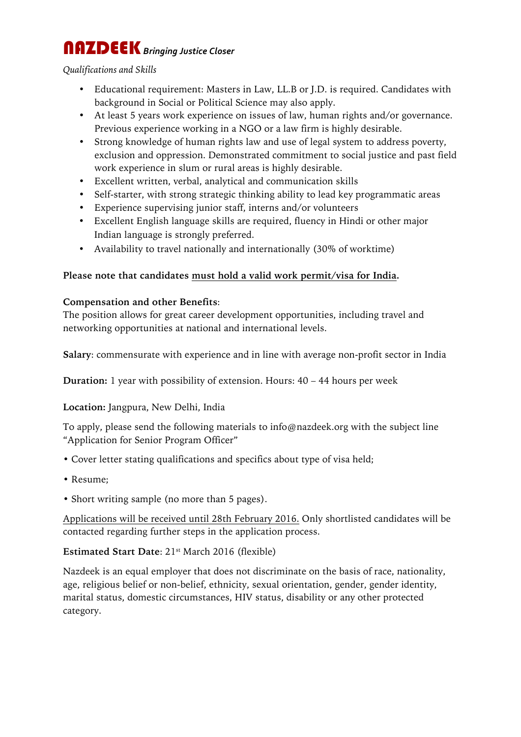**NAZDEEK** *Bringing Justice Closer*

*Qualifications and Skills*

- Educational requirement: Masters in Law, LL.B or J.D. is required. Candidates with background in Social or Political Science may also apply.
- At least 5 years work experience on issues of law, human rights and/or governance. Previous experience working in a NGO or a law firm is highly desirable.
- Strong knowledge of human rights law and use of legal system to address poverty, exclusion and oppression. Demonstrated commitment to social justice and past field work experience in slum or rural areas is highly desirable.
- Excellent written, verbal, analytical and communication skills
- Self-starter, with strong strategic thinking ability to lead key programmatic areas
- Experience supervising junior staff, interns and/or volunteers
- Excellent English language skills are required, fluency in Hindi or other major Indian language is strongly preferred.
- Availability to travel nationally and internationally (30% of worktime)

**Please note that candidates must hold a valid work permit/visa for India.**

**Compensation and other Benefits**:
The position allows for great career development opportunities, including travel and networking opportunities at national and international levels.

**Salary**: commensurate with experience and in line with average non-profit sector in India

**Duration:** 1 year with possibility of extension. Hours: 40 – 44 hours per week

**Location:** Jangpura, New Delhi, India

To apply, please send the following materials to info@nazdeek.org with the subject line "Application for Senior Program Officer"

- Cover letter stating qualifications and specifics about type of visa held;
- Resume;
- Short writing sample (no more than 5 pages).

Applications will be received until 28th February 2016. Only shortlisted candidates will be contacted regarding further steps in the application process.

**Estimated Start Date**: 21st March 2016 (flexible)

Nazdeek is an equal employer that does not discriminate on the basis of race, nationality, age, religious belief or non-belief, ethnicity, sexual orientation, gender, gender identity, marital status, domestic circumstances, HIV status, disability or any other protected category.